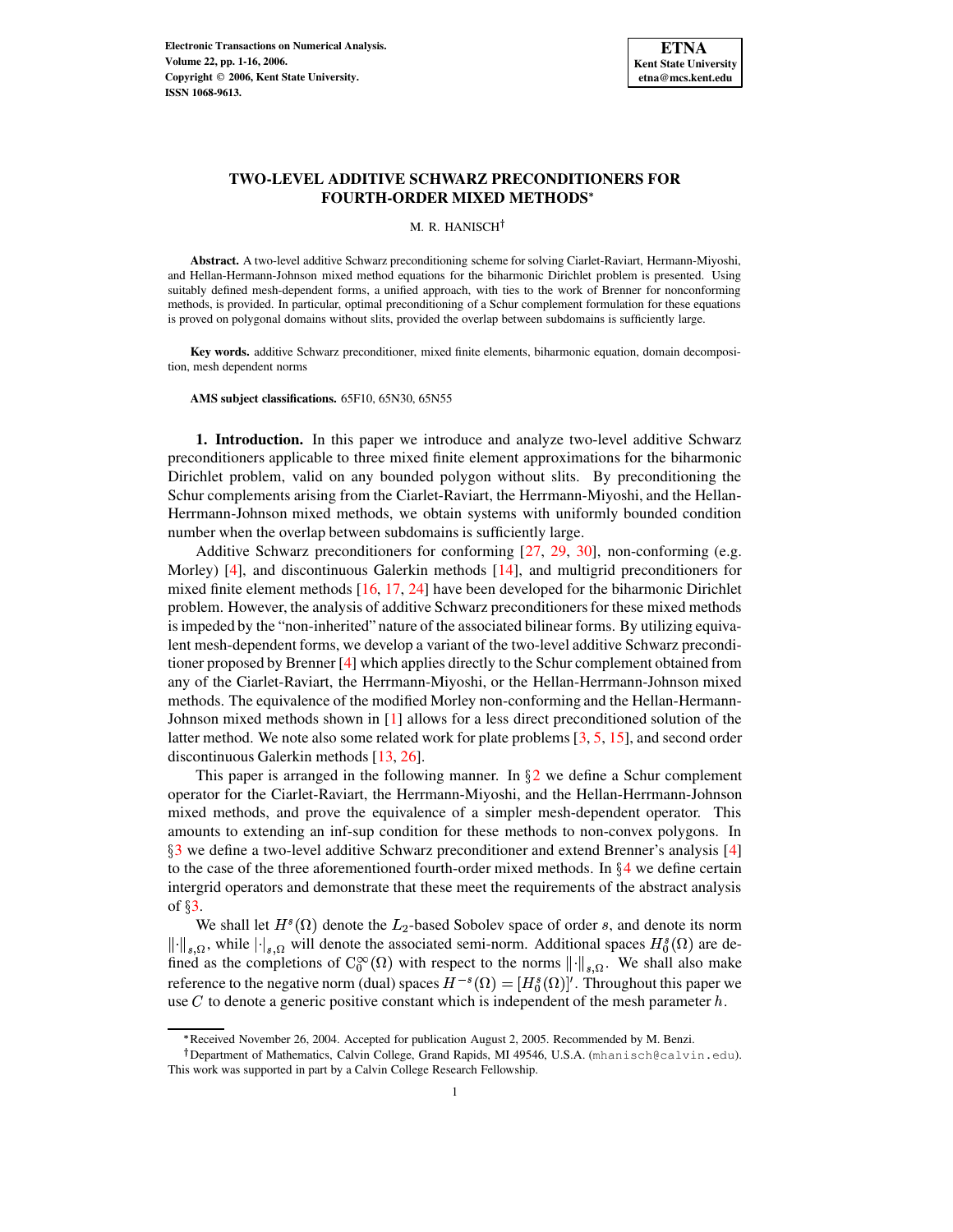# TWO-LEVEL ADDITIVE SCHWARZ PRECONDITIONERS FOR FOURTH-ORDER MIXED METHODS*

M. R. HANISCH†

**Abstract.** A two-level additive Schwarz preconditioning scheme for solving Ciarlet-Raviart, Hermann-Miyoshi, and Hellan-Hermann-Johnson mixed method equations for the biharmonic Dirichlet problem is presented. Using suitably defined mesh-dependent forms, a unified approach, with ties to the work of Brenner for nonconforming methods, is provided. In particular, optimal preconditioning of a Schur complement formulation for these equations is proved on polygonal domains without slits, provided the overlap between subdomains is sufficiently large.

**Key words.** additive Schwarz preconditioner, mixed finite elements, biharmonic equation, domain decomposition, mesh dependent norms

**AMS subject classifications.** 65F10, 65N30, 65N55

**1. Introduction.** In this paper we introduce and analyze two-level additive Schwarz preconditioners applicable to three mixed finite element approximations for the biharmonic Dirichlet problem, valid on any bounded polygon without slits. By preconditioning the Schur complements arising from the Ciarlet-Raviart, the Herrmann-Miyoshi, and the Hellan-Herrmann-Johnson mixed methods, we obtain systems with uniformly bounded condition number when the overlap between subdomains is sufficiently large.

Additive Schwarz preconditioners for conforming [27, 29, 30], non-conforming (e.g. Morley) [4], and discontinuous Galerkin methods [14], and multigrid preconditioners for mixed finite element methods [16, 17, 24] have been developed for the biharmonic Dirichlet problem. However, the analysis of additive Schwarz preconditioners for these mixed methods is impeded by the "non-inherited" nature of the associated bilinear forms. By utilizing equivalent mesh-dependent forms, we develop a variant of the two-level additive Schwarz preconditioner proposed by Brenner [4] which applies directly to the Schur complement obtained from any of the Ciarlet-Raviart, the Herrmann-Miyoshi, or the Hellan-Herrmann-Johnson mixed methods. The equivalence of the modified Morley non-conforming and the Hellan-Hermann-Johnson mixed methods shown in [1] allows for a less direct preconditioned solution of the latter method. We note also some related work for plate problems [3, 5, 15], and second order discontinuous Galerkin methods [13, 26].

This paper is arranged in the following manner. In §2 we define a Schur complement operator for the Ciarlet-Raviart, the Herrmann-Miyoshi, and the Hellan-Herrmann-Johnson mixed methods, and prove the equivalence of a simpler mesh-dependent operator. This amounts to extending an inf-sup condition for these methods to non-convex polygons. In §3 we define a two-level additive Schwarz preconditioner and extend Brenner's analysis [4] to the case of the three aforementioned fourth-order mixed methods. In §4 we define certain intergrid operators and demonstrate that these meet the requirements of the abstract analysis of §3.

We shall let $H^s(\Omega)$ denote the $L_2$-based Sobolev space of order $s$, and denote its norm $\|\cdot\|_{s,\Omega}$, while $|\cdot|_{s,\Omega}$ will denote the associated semi-norm. Additional spaces $H_0^s(\Omega)$ are defined as the completions of $C_0^\infty(\Omega)$ with respect to the norms $\|\cdot\|_{s,\Omega}$. We shall also make reference to the negative norm (dual) spaces $H^{-s}(\Omega) = [H_0^s(\Omega)]'$. Throughout this paper we use $C$ to denote a generic positive constant which is independent of the mesh parameter $h$.

---

*Received November 26, 2004. Accepted for publication August 2, 2005. Recommended by M. Benzi.

†Department of Mathematics, Calvin College, Grand Rapids, MI 49546, U.S.A. (mhanisch@calvin.edu). This work was supported in part by a Calvin College Research Fellowship.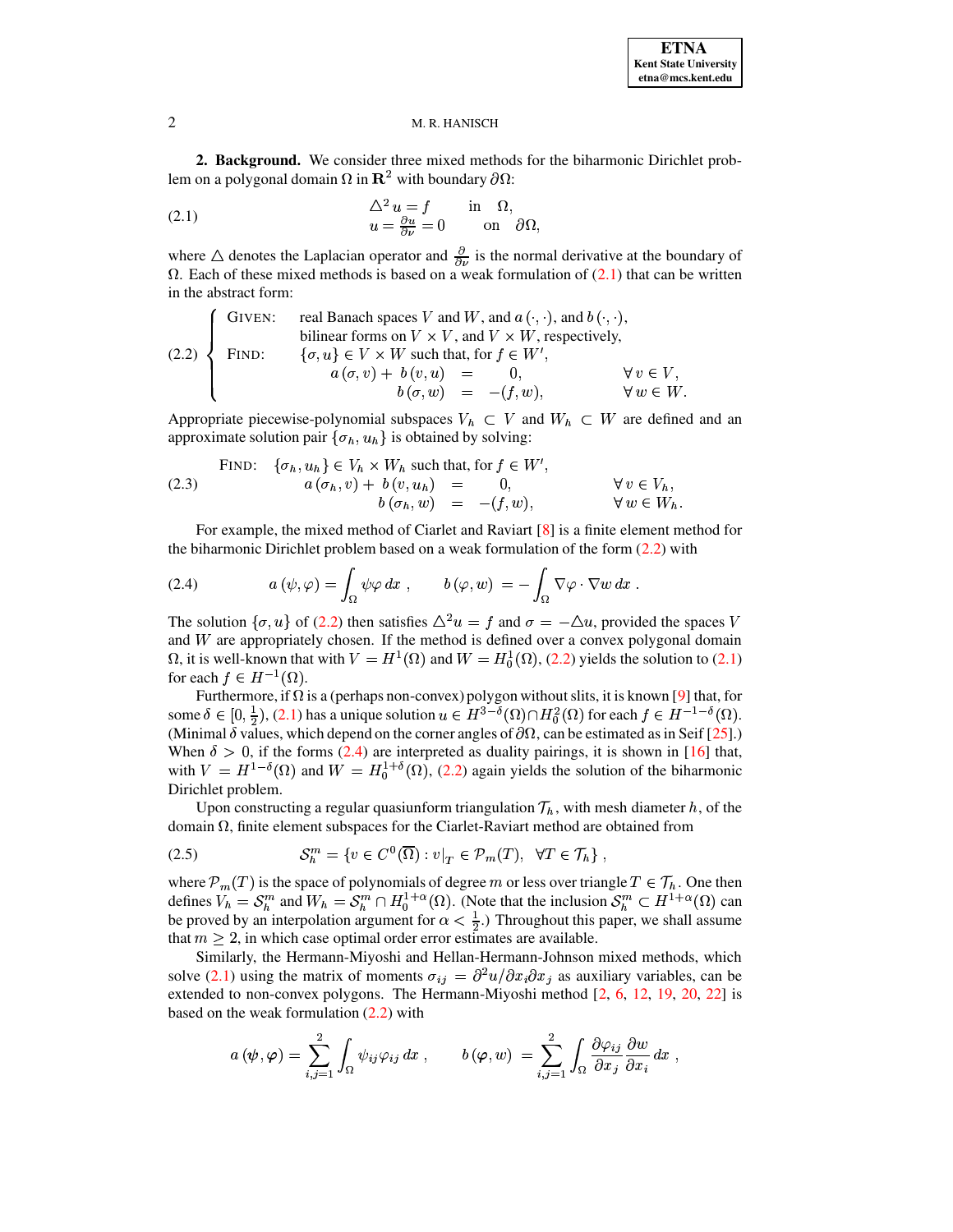**2. Background.** We consider three mixed methods for the biharmonic Dirichlet problem on a polygonal domain $\Omega$ in $\mathbf{R}^2$ with boundary $\partial\Omega$:

$$
\begin{array}{ll}
\triangle^2 u = f & \text{in} \quad \Omega, \\
u = \frac{\partial u}{\partial \nu} = 0 & \text{on} \quad \partial\Omega,
\end{array} \tag{2.1}
$$

where $\triangle$ denotes the Laplacian operator and $\frac{\partial}{\partial \nu}$ is the normal derivative at the boundary of $\Omega$. Each of these mixed methods is based on a weak formulation of (2.1) that can be written in the abstract form:

$$
\left\{
\begin{array}{lll}
\text{GIVEN:} & \multicolumn{2}{l}{\text{real Banach spaces } V \text{ and } W, \text{ and } a(\cdot,\cdot), \text{ and } b(\cdot,\cdot),} \\
& \multicolumn{2}{l}{\text{bilinear forms on } V \times V, \text{ and } V \times W, \text{ respectively,}} \\
\text{FIND:} & \multicolumn{2}{l}{\{\sigma, u\} \in V \times W \text{ such that, for } f \in W',} \\
& a(\sigma, v) + b(v, u) \;=\; 0, & \forall\, v \in V, \\
& \qquad\qquad b(\sigma, w) \;=\; -(f, w), & \forall\, w \in W.
\end{array}
\right. \tag{2.2}
$$

Appropriate piecewise-polynomial subspaces $V_h \subset V$ and $W_h \subset W$ are defined and an approximate solution pair $\{\sigma_h, u_h\}$ is obtained by solving:

$$
\begin{array}{lll}
\text{FIND:} & \multicolumn{2}{l}{\{\sigma_h, u_h\} \in V_h \times W_h \text{ such that, for } f \in W',} \\
& a(\sigma_h, v) + b(v, u_h) \;=\; 0, & \forall\, v \in V_h, \\
& \qquad\qquad b(\sigma_h, w) \;=\; -(f, w), & \forall\, w \in W_h.
\end{array} \tag{2.3}
$$

For example, the mixed method of Ciarlet and Raviart [8] is a finite element method for the biharmonic Dirichlet problem based on a weak formulation of the form (2.2) with

$$
a(\psi, \varphi) = \int_\Omega \psi\varphi \, dx \;, \qquad b(\varphi, w) \;=\; -\int_\Omega \nabla\varphi \cdot \nabla w \, dx \;. \tag{2.4}
$$

The solution $\{\sigma, u\}$ of (2.2) then satisfies $\triangle^2 u = f$ and $\sigma = -\triangle u$, provided the spaces $V$ and $W$ are appropriately chosen. If the method is defined over a convex polygonal domain $\Omega$, it is well-known that with $V = H^1(\Omega)$ and $W = H^1_0(\Omega)$, (2.2) yields the solution to (2.1) for each $f \in H^{-1}(\Omega)$.

Furthermore, if $\Omega$ is a (perhaps non-convex) polygon without slits, it is known [9] that, for some $\delta \in [0, \frac{1}{2})$, (2.1) has a unique solution $u \in H^{3-\delta}(\Omega) \cap H^2_0(\Omega)$ for each $f \in H^{-1-\delta}(\Omega)$. (Minimal $\delta$ values, which depend on the corner angles of $\partial\Omega$, can be estimated as in Seif [25].) When $\delta > 0$, if the forms (2.4) are interpreted as duality pairings, it is shown in [16] that, with $V = H^{1-\delta}(\Omega)$ and $W = H^{1+\delta}_0(\Omega)$, (2.2) again yields the solution of the biharmonic Dirichlet problem.

Upon constructing a regular quasiunform triangulation $\mathcal{T}_h$, with mesh diameter $h$, of the domain $\Omega$, finite element subspaces for the Ciarlet-Raviart method are obtained from

$$
\mathcal{S}^m_h = \{ v \in C^0(\overline{\Omega}) : v|_T \in \mathcal{P}_m(T), \;\; \forall T \in \mathcal{T}_h \} \;, \tag{2.5}
$$

where $\mathcal{P}_m(T)$ is the space of polynomials of degree $m$ or less over triangle $T \in \mathcal{T}_h$. One then defines $V_h = \mathcal{S}^m_h$ and $W_h = \mathcal{S}^m_h \cap H^{1+\alpha}_0(\Omega)$. (Note that the inclusion $\mathcal{S}^m_h \subset H^{1+\alpha}(\Omega)$ can be proved by an interpolation argument for $\alpha < \frac{1}{2}$.) Throughout this paper, we shall assume that $m \geq 2$, in which case optimal order error estimates are available.

Similarly, the Hermann-Miyoshi and Hellan-Hermann-Johnson mixed methods, which solve (2.1) using the matrix of moments $\sigma_{ij} = \partial^2 u / \partial x_i \partial x_j$ as auxiliary variables, can be extended to non-convex polygons. The Hermann-Miyoshi method [2, 6, 12, 19, 20, 22] is based on the weak formulation (2.2) with

$$
a(\boldsymbol{\psi}, \boldsymbol{\varphi}) = \sum_{i,j=1}^{2} \int_\Omega \psi_{ij}\varphi_{ij} \, dx \;, \qquad b(\boldsymbol{\varphi}, w) \;=\; \sum_{i,j=1}^{2} \int_\Omega \frac{\partial \varphi_{ij}}{\partial x_j} \frac{\partial w}{\partial x_i} \, dx \;,
$$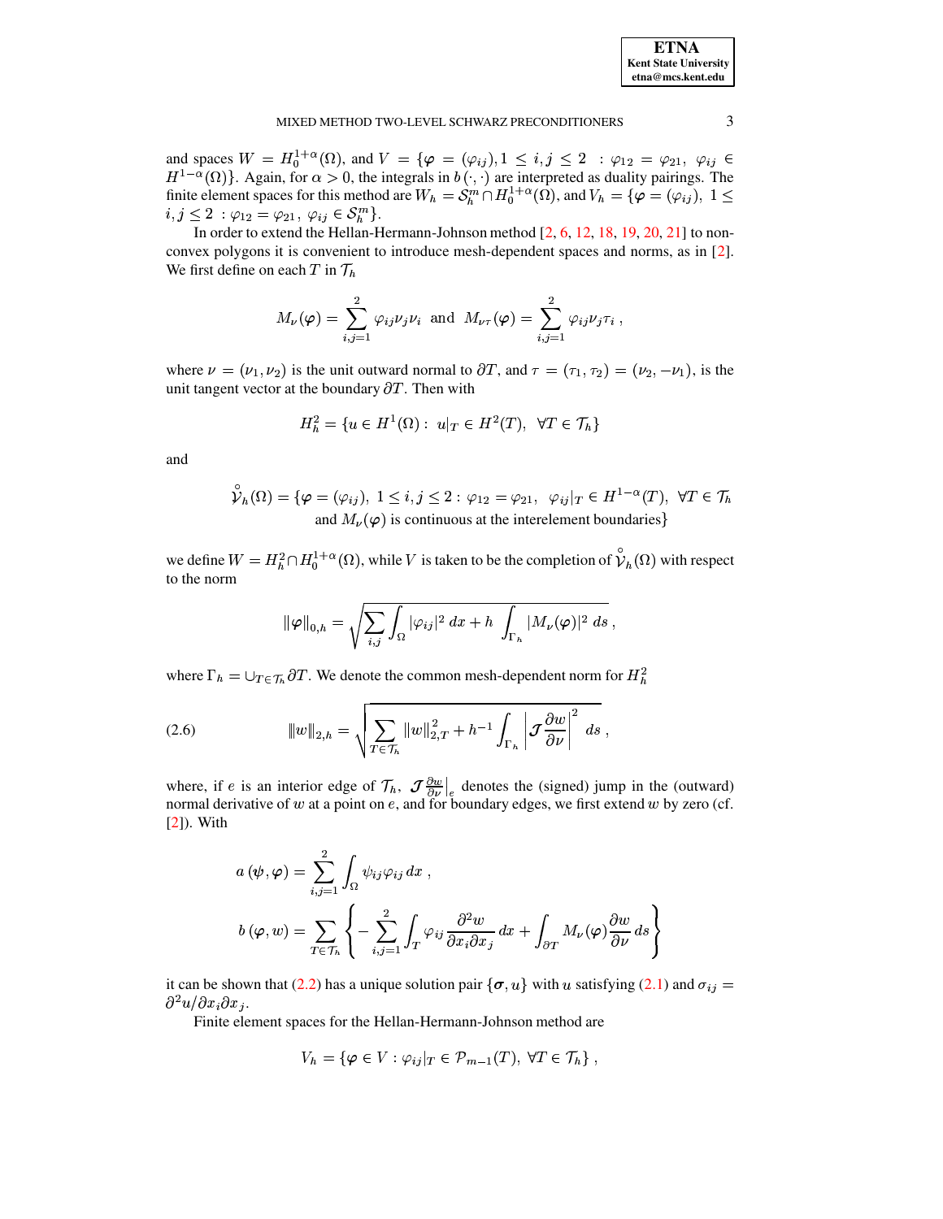and spaces $W = H_0^{1+\alpha}(\Omega)$, and $V = \{\boldsymbol{\varphi} = (\varphi_{ij}), 1 \le i,j \le 2 \ : \varphi_{12} = \varphi_{21},\ \varphi_{ij} \in H^{1-\alpha}(\Omega)\}$. Again, for $\alpha > 0$, the integrals in $b(\cdot,\cdot)$ are interpreted as duality pairings. The finite element spaces for this method are $W_h = \mathcal{S}_h^m \cap H_0^{1+\alpha}(\Omega)$, and $V_h = \{\boldsymbol{\varphi} = (\varphi_{ij}),\ 1 \le i,j \le 2 \ : \varphi_{12} = \varphi_{21},\ \varphi_{ij} \in \mathcal{S}_h^m\}$.

In order to extend the Hellan-Hermann-Johnson method [2, 6, 12, 18, 19, 20, 21] to non-convex polygons it is convenient to introduce mesh-dependent spaces and norms, as in [2]. We first define on each $T$ in $\mathcal{T}_h$

$$M_\nu(\boldsymbol{\varphi}) = \sum_{i,j=1}^{2} \varphi_{ij}\nu_j\nu_i \ \text{ and } \ M_{\nu\tau}(\boldsymbol{\varphi}) = \sum_{i,j=1}^{2} \varphi_{ij}\nu_j\tau_i\ ,$$

where $\nu = (\nu_1, \nu_2)$ is the unit outward normal to $\partial T$, and $\tau = (\tau_1, \tau_2) = (\nu_2, -\nu_1)$, is the unit tangent vector at the boundary $\partial T$. Then with

$$H_h^2 = \{u \in H^1(\Omega) : \ u|_T \in H^2(T),\ \ \forall T \in \mathcal{T}_h\}$$

and

$$\begin{gathered}\mathring{\mathcal{V}}_h(\Omega) = \{\boldsymbol{\varphi} = (\varphi_{ij}),\ 1 \le i,j \le 2 :\ \varphi_{12} = \varphi_{21},\ \ \varphi_{ij}|_T \in H^{1-\alpha}(T),\ \ \forall T \in \mathcal{T}_h \\ \text{and } M_\nu(\boldsymbol{\varphi}) \text{ is continuous at the interelement boundaries}\}\end{gathered}$$

we define $W = H_h^2 \cap H_0^{1+\alpha}(\Omega)$, while $V$ is taken to be the completion of $\mathring{\mathcal{V}}_h(\Omega)$ with respect to the norm

$$\|\boldsymbol{\varphi}\|_{0,h} = \sqrt{\sum_{i,j}\int_\Omega |\varphi_{ij}|^2\,dx + h\int_{\Gamma_h} |M_\nu(\boldsymbol{\varphi})|^2\,ds}\ ,$$

where $\Gamma_h = \cup_{T\in\mathcal{T}_h}\partial T$. We denote the common mesh-dependent norm for $H_h^2$

$$\|w\|_{2,h} = \sqrt{\sum_{T\in\mathcal{T}_h}\|w\|_{2,T}^2 + h^{-1}\int_{\Gamma_h}\left|\mathcal{J}\frac{\partial w}{\partial \nu}\right|^2\,ds}\ , \tag{2.6}$$

where, if $e$ is an interior edge of $\mathcal{T}_h$, $\mathcal{J}\frac{\partial w}{\partial \nu}\Big|_e$ denotes the (signed) jump in the (outward) normal derivative of $w$ at a point on $e$, and for boundary edges, we first extend $w$ by zero (cf. [2]). With

$$\begin{aligned}a(\boldsymbol{\psi},\boldsymbol{\varphi}) &= \sum_{i,j=1}^{2}\int_\Omega \psi_{ij}\varphi_{ij}\,dx\ ,\\ b(\boldsymbol{\varphi}, w) &= \sum_{T\in\mathcal{T}_h}\left\{-\sum_{i,j=1}^{2}\int_T \varphi_{ij}\frac{\partial^2 w}{\partial x_i\partial x_j}\,dx + \int_{\partial T} M_\nu(\boldsymbol{\varphi})\frac{\partial w}{\partial \nu}\,ds\right\}\end{aligned}$$

it can be shown that (2.2) has a unique solution pair $\{\boldsymbol{\sigma}, u\}$ with $u$ satisfying (2.1) and $\sigma_{ij} = \partial^2 u/\partial x_i\partial x_j$.

Finite element spaces for the Hellan-Hermann-Johnson method are

$$V_h = \{\boldsymbol{\varphi} \in V : \varphi_{ij}|_T \in \mathcal{P}_{m-1}(T),\ \forall T \in \mathcal{T}_h\}\ ,$$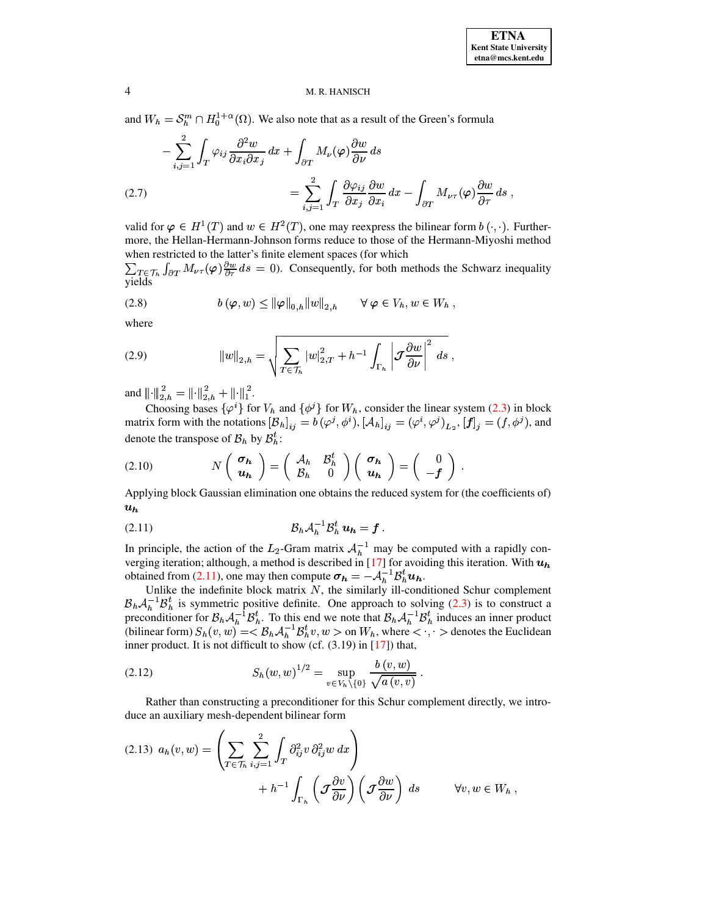and $W_h = \mathcal{S}_h^m \cap H_0^{1+\alpha}(\Omega)$. We also note that as a result of the Green's formula

$$
\begin{aligned}
- \sum_{i,j=1}^{2} \int_T \varphi_{ij} \frac{\partial^2 w}{\partial x_i \partial x_j} \, dx + \int_{\partial T} M_\nu(\boldsymbol{\varphi}) \frac{\partial w}{\partial \nu} \, ds \\
= \sum_{i,j=1}^{2} \int_T \frac{\partial \varphi_{ij}}{\partial x_j} \frac{\partial w}{\partial x_i} \, dx - \int_{\partial T} M_{\nu\tau}(\boldsymbol{\varphi}) \frac{\partial w}{\partial \tau} \, ds \, , \qquad (2.7)
\end{aligned}
$$

valid for $\boldsymbol{\varphi} \in H^1(T)$ and $w \in H^2(T)$, one may reexpress the bilinear form $b(\cdot,\cdot)$. Furthermore, the Hellan-Hermann-Johnson forms reduce to those of the Hermann-Miyoshi method when restricted to the latter's finite element spaces (for which $\sum_{T \in \mathcal{T}_h} \int_{\partial T} M_{\nu\tau}(\boldsymbol{\varphi}) \frac{\partial w}{\partial \tau} \, ds = 0$). Consequently, for both methods the Schwarz inequality yields

$$
b(\boldsymbol{\varphi}, w) \le \|\boldsymbol{\varphi}\|_{0,h} \|w\|_{2,h} \qquad \forall \, \boldsymbol{\varphi} \in V_h, w \in W_h \, , \qquad (2.8)
$$

where

$$
\|w\|_{2,h} = \sqrt{\sum_{T \in \mathcal{T}_h} |w|_{2,T}^2 + h^{-1} \int_{\Gamma_h} \left| \boldsymbol{\mathcal{J}} \frac{\partial w}{\partial \nu} \right|^2 \, ds} \, , \qquad (2.9)
$$

and $|\!|\!|\cdot|\!|\!|_{2,h}^2 = \|\cdot\|_{2,h}^2 + \|\cdot\|_1^2$.

Choosing bases $\{\varphi^i\}$ for $V_h$ and $\{\phi^j\}$ for $W_h$, consider the linear system (2.3) in block matrix form with the notations $[\mathcal{B}_h]_{ij} = b(\varphi^j, \phi^i)$, $[\mathcal{A}_h]_{ij} = (\varphi^i, \varphi^j)_{L_2}$, $[\boldsymbol{f}]_j = (f, \phi^j)$, and denote the transpose of $\mathcal{B}_h$ by $\mathcal{B}_h^t$:

$$
N \begin{pmatrix} \boldsymbol{\sigma_h} \\ \boldsymbol{u_h} \end{pmatrix} = \begin{pmatrix} \mathcal{A}_h & \mathcal{B}_h^t \\ \mathcal{B}_h & 0 \end{pmatrix} \begin{pmatrix} \boldsymbol{\sigma_h} \\ \boldsymbol{u_h} \end{pmatrix} = \begin{pmatrix} 0 \\ -\boldsymbol{f} \end{pmatrix} . \qquad (2.10)
$$

Applying block Gaussian elimination one obtains the reduced system for (the coefficients of) $\boldsymbol{u_h}$

$$
\mathcal{B}_h \mathcal{A}_h^{-1} \mathcal{B}_h^t \, \boldsymbol{u_h} = \boldsymbol{f} \, . \qquad (2.11)
$$

In principle, the action of the $L_2$-Gram matrix $\mathcal{A}_h^{-1}$ may be computed with a rapidly converging iteration; although, a method is described in [17] for avoiding this iteration. With $\boldsymbol{u_h}$ obtained from (2.11), one may then compute $\boldsymbol{\sigma_h} = -\mathcal{A}_h^{-1} \mathcal{B}_h^t \boldsymbol{u_h}$.

Unlike the indefinite block matrix $N$, the similarly ill-conditioned Schur complement $\mathcal{B}_h \mathcal{A}_h^{-1} \mathcal{B}_h^t$ is symmetric positive definite. One approach to solving (2.3) is to construct a preconditioner for $\mathcal{B}_h \mathcal{A}_h^{-1} \mathcal{B}_h^t$. To this end we note that $\mathcal{B}_h \mathcal{A}_h^{-1} \mathcal{B}_h^t$ induces an inner product (bilinear form) $S_h(v, w) = < \mathcal{B}_h \mathcal{A}_h^{-1} \mathcal{B}_h^t v, w >$ on $W_h$, where $< \cdot, \cdot >$ denotes the Euclidean inner product. It is not difficult to show (cf. (3.19) in [17]) that,

$$
S_h(w, w)^{1/2} = \sup_{v \in V_h \setminus \{0\}} \frac{b(v, w)}{\sqrt{a(v, v)}} \, . \qquad (2.12)
$$

Rather than constructing a preconditioner for this Schur complement directly, we introduce an auxiliary mesh-dependent bilinear form

$$
\begin{aligned}
a_h(v, w) = \left( \sum_{T \in \mathcal{T}_h} \sum_{i,j=1}^{2} \int_T \partial_{ij}^2 v \, \partial_{ij}^2 w \, dx \right) \qquad\qquad \\
+ \, h^{-1} \int_{\Gamma_h} \left( \boldsymbol{\mathcal{J}} \frac{\partial v}{\partial \nu} \right) \left( \boldsymbol{\mathcal{J}} \frac{\partial w}{\partial \nu} \right) \, ds \qquad \forall v, w \in W_h \, , \qquad (2.13)
\end{aligned}
$$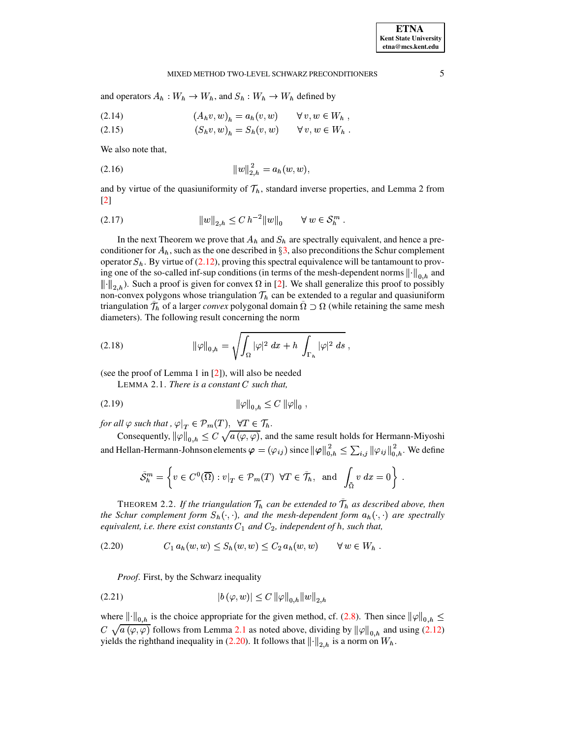and operators $A_h : W_h \to W_h$, and $S_h : W_h \to W_h$ defined by

$$(A_h v, w)_h = a_h(v, w) \qquad \forall\, v, w \in W_h \ , \tag{2.14}$$

$$(S_h v, w)_h = S_h(v, w) \qquad \forall\, v, w \in W_h \ . \tag{2.15}$$

We also note that,

$$\|w\|_{2,h}^2 = a_h(w, w), \tag{2.16}$$

and by virtue of the quasiuniformity of $\mathcal{T}_h$, standard inverse properties, and Lemma 2 from [2]

$$\|w\|_{2,h} \le C\, h^{-2} \|w\|_0 \qquad \forall\, w \in \mathcal{S}_h^m \ . \tag{2.17}$$

In the next Theorem we prove that $A_h$ and $S_h$ are spectrally equivalent, and hence a preconditioner for $A_h$, such as the one described in §3, also preconditions the Schur complement operator $S_h$. By virtue of (2.12), proving this spectral equivalence will be tantamount to proving one of the so-called inf-sup conditions (in terms of the mesh-dependent norms $\|\cdot\|_{0,h}$ and $\|\cdot\|_{2,h}$). Such a proof is given for convex $\Omega$ in [2]. We shall generalize this proof to possibly non-convex polygons whose triangulation $\mathcal{T}_h$ can be extended to a regular and quasiuniform triangulation $\tilde{\mathcal{T}}_h$ of a larger *convex* polygonal domain $\tilde{\Omega} \supset \Omega$ (while retaining the same mesh diameters). The following result concerning the norm

$$\|\varphi\|_{0,h} = \sqrt{\int_\Omega |\varphi|^2 \, dx + h \int_{\Gamma_h} |\varphi|^2 \, ds} \ , \tag{2.18}$$

(see the proof of Lemma 1 in [2]), will also be needed

LEMMA 2.1. *There is a constant $C$ such that,*

$$\|\varphi\|_{0,h} \le C\, \|\varphi\|_0 \ , \tag{2.19}$$

*for all $\varphi$ such that , $\varphi|_T \in \mathcal{P}_m(T), \ \forall T \in \mathcal{T}_h$.*

Consequently, $\|\varphi\|_{0,h} \le C\,\sqrt{a\,(\varphi, \varphi)}$, and the same result holds for Hermann-Miyoshi and Hellan-Hermann-Johnson elements $\boldsymbol{\varphi} = (\varphi_{ij})$ since $\|\boldsymbol{\varphi}\|_{0,h}^2 \le \sum_{i,j} \|\varphi_{ij}\|_{0,h}^2$. We define

$$\tilde{\mathcal{S}}_h^m = \left\{ v \in C^0(\overline{\Omega}) : v|_T \in \mathcal{P}_m(T) \ \ \forall T \in \tilde{\mathcal{T}}_h, \ \text{ and } \ \int_{\tilde{\Omega}} v \, dx = 0 \right\} \ .$$

THEOREM 2.2. *If the triangulation $\mathcal{T}_h$ can be extended to $\tilde{\mathcal{T}}_h$ as described above, then the Schur complement form $S_h(\cdot,\cdot)$, and the mesh-dependent form $a_h(\cdot,\cdot)$ are spectrally equivalent, i.e. there exist constants $C_1$ and $C_2$, independent of $h$, such that,*

$$C_1\, a_h(w, w) \le S_h(w, w) \le C_2\, a_h(w, w) \qquad \forall\, w \in W_h \ . \tag{2.20}$$

*Proof.* First, by the Schwarz inequality

$$|b\,(\varphi, w)| \le C\, \|\varphi\|_{0,h} \|w\|_{2,h} \tag{2.21}$$

where $\|\cdot\|_{0,h}$ is the choice appropriate for the given method, cf. (2.8). Then since $\|\varphi\|_{0,h} \le C\,\sqrt{a\,(\varphi, \varphi)}$ follows from Lemma 2.1 as noted above, dividing by $\|\varphi\|_{0,h}$ and using (2.12) yields the righthand inequality in (2.20). It follows that $\|\cdot\|_{2,h}$ is a norm on $W_h$.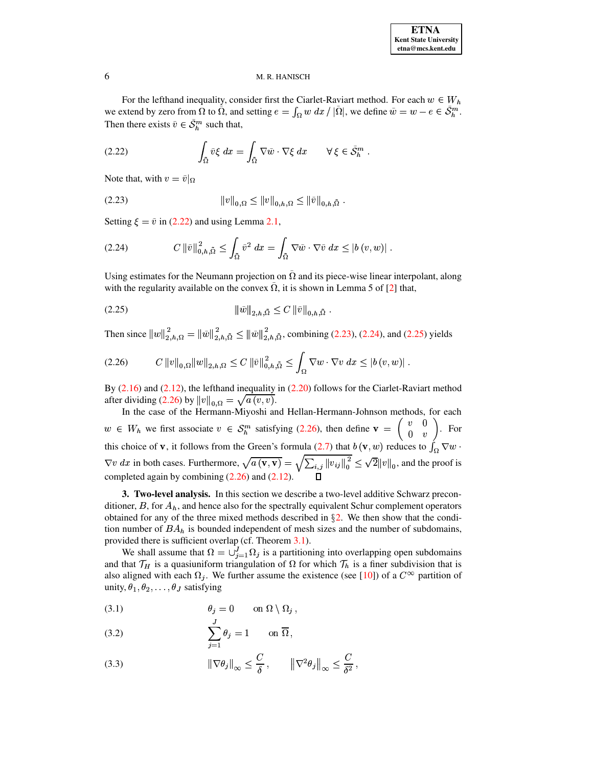For the lefthand inequality, consider first the Ciarlet-Raviart method. For each $w \in W_h$ we extend by zero from $\Omega$ to $\bar{\Omega}$, and setting $e = \int_\Omega w \, dx \, / \, |\bar{\Omega}|$, we define $\bar{w} = w - e \in \bar{\mathcal{S}}_h^m$. Then there exists $\bar{v} \in \bar{\mathcal{S}}_h^m$ such that,

$$\int_{\bar{\Omega}} \bar{v} \xi \, dx = \int_{\bar{\Omega}} \nabla \bar{w} \cdot \nabla \xi \, dx \qquad \forall \, \xi \in \bar{\mathcal{S}}_h^m \, . \tag{2.22}$$

Note that, with $v = \bar{v}|_\Omega$

$$\|v\|_{0,\Omega} \leq \|v\|_{0,h,\Omega} \leq \|\bar{v}\|_{0,h,\bar{\Omega}} \, . \tag{2.23}$$

Setting $\xi = \bar{v}$ in (2.22) and using Lemma 2.1,

$$C \, \|\bar{v}\|^2_{0,h,\bar{\Omega}} \leq \int_{\bar{\Omega}} \bar{v}^2 \, dx = \int_{\bar{\Omega}} \nabla \bar{w} \cdot \nabla \bar{v} \, dx \leq |b\,(v, w)| \, . \tag{2.24}$$

Using estimates for the Neumann projection on $\bar{\Omega}$ and its piece-wise linear interpolant, along with the regularity available on the convex $\bar{\Omega}$, it is shown in Lemma 5 of [2] that,

$$\|\bar{w}\|_{2,h,\bar{\Omega}} \leq C \, \|\bar{v}\|_{0,h,\bar{\Omega}} \, . \tag{2.25}$$

Then since $\|w\|^2_{2,h,\Omega} = \|\bar{w}\|^2_{2,h,\bar{\Omega}} \leq \|\bar{w}\|^2_{2,h,\bar{\Omega}}$, combining (2.23), (2.24), and (2.25) yields

$$C \, \|v\|_{0,\Omega} \|w\|_{2,h,\Omega} \leq C \, \|\bar{v}\|^2_{0,h,\bar{\Omega}} \leq \int_\Omega \nabla w \cdot \nabla v \, dx \leq |b\,(v, w)| \, . \tag{2.26}$$

By (2.16) and (2.12), the lefthand inequality in (2.20) follows for the Ciarlet-Raviart method after dividing (2.26) by $\|v\|_{0,\Omega} = \sqrt{a\,(v, v)}$.

In the case of the Hermann-Miyoshi and Hellan-Hermann-Johnson methods, for each $w \in W_h$ we first associate $v \in \mathcal{S}_h^m$ satisfying (2.26), then define $\mathbf{v} = \begin{pmatrix} v & 0 \\ 0 & v \end{pmatrix}$. For this choice of $\mathbf{v}$, it follows from the Green's formula (2.7) that $b\,(\mathbf{v}, w)$ reduces to $\int_\Omega \nabla w \cdot \nabla v \, dx$ in both cases. Furthermore, $\sqrt{a\,(\mathbf{v}, \mathbf{v})} = \sqrt{\sum_{i,j} \|v_{ij}\|_0^2} \leq \sqrt{2}\|v\|_0$, and the proof is completed again by combining (2.26) and (2.12). $\square$

**3. Two-level analysis.** In this section we describe a two-level additive Schwarz preconditioner, $B$, for $A_h$, and hence also for the spectrally equivalent Schur complement operators obtained for any of the three mixed methods described in §2. We then show that the condition number of $BA_h$ is bounded independent of mesh sizes and the number of subdomains, provided there is sufficient overlap (cf. Theorem 3.1).

We shall assume that $\Omega = \cup_{j=1}^J \Omega_j$ is a partitioning into overlapping open subdomains and that $\mathcal{T}_H$ is a quasiuniform triangulation of $\Omega$ for which $\mathcal{T}_h$ is a finer subdivision that is also aligned with each $\Omega_j$. We further assume the existence (see [10]) of a $C^\infty$ partition of unity, $\theta_1, \theta_2, \ldots, \theta_J$ satisfying

$$\theta_j = 0 \qquad \text{on } \Omega \setminus \Omega_j \, , \tag{3.1}$$

$$\sum_{j=1}^J \theta_j = 1 \qquad \text{on } \overline{\Omega} \, , \tag{3.2}$$

$$\|\nabla \theta_j\|_\infty \leq \frac{C}{\delta} \, , \qquad \|\nabla^2 \theta_j\|_\infty \leq \frac{C}{\delta^2} \, , \tag{3.3}$$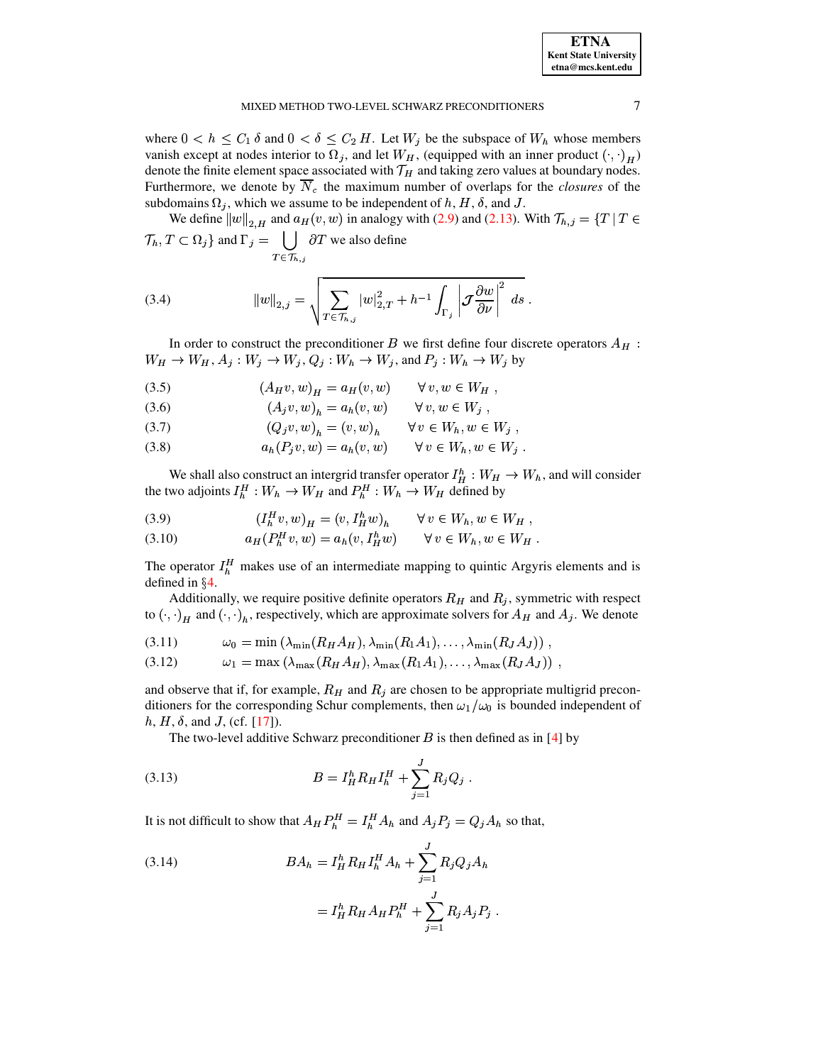where $0 < h \leq C_1 \delta$ and $0 < \delta \leq C_2 H$. Let $W_j$ be the subspace of $W_h$ whose members vanish except at nodes interior to $\Omega_j$, and let $W_H$, (equipped with an inner product $(\cdot,\cdot)_H$) denote the finite element space associated with $\mathcal{T}_H$ and taking zero values at boundary nodes. Furthermore, we denote by $\overline{N}_c$ the maximum number of overlaps for the *closures* of the subdomains $\Omega_j$, which we assume to be independent of $h$, $H$, $\delta$, and $J$.

We define $\|w\|_{2,H}$ and $a_H(v,w)$ in analogy with (2.9) and (2.13). With $\mathcal{T}_{h,j} = \{T \mid T \in \mathcal{T}_h, T \subset \Omega_j\}$ and $\Gamma_j = \bigcup_{T \in \mathcal{T}_{h,j}} \partial T$ we also define

$$\|w\|_{2,j} = \sqrt{\sum_{T \in \mathcal{T}_{h,j}} |w|_{2,T}^2 + h^{-1} \int_{\Gamma_j} \left| \mathcal{J} \frac{\partial w}{\partial \nu} \right|^2 ds} \,. \tag{3.4}$$

In order to construct the preconditioner $B$ we first define four discrete operators $A_H : W_H \to W_H$, $A_j : W_j \to W_j$, $Q_j : W_h \to W_j$, and $P_j : W_h \to W_j$ by

$$(A_H v, w)_H = a_H(v,w) \qquad \forall\, v, w \in W_H \,, \tag{3.5}$$

$$(A_j v, w)_h = a_h(v,w) \qquad \forall\, v, w \in W_j \,, \tag{3.6}$$

$$(Q_j v, w)_h = (v,w)_h \qquad \forall\, v \in W_h, w \in W_j \,, \tag{3.7}$$

$$a_h(P_j v, w) = a_h(v,w) \qquad \forall\, v \in W_h, w \in W_j \,. \tag{3.8}$$

We shall also construct an intergrid transfer operator $I_H^h : W_H \to W_h$, and will consider the two adjoints $I_h^H : W_h \to W_H$ and $P_h^H : W_h \to W_H$ defined by

$$(I_h^H v, w)_H = (v, I_H^h w)_h \qquad \forall\, v \in W_h, w \in W_H \,, \tag{3.9}$$

$$a_H(P_h^H v, w) = a_h(v, I_H^h w) \qquad \forall\, v \in W_h, w \in W_H \,. \tag{3.10}$$

The operator $I_h^H$ makes use of an intermediate mapping to quintic Argyris elements and is defined in §4.

Additionally, we require positive definite operators $R_H$ and $R_j$, symmetric with respect to $(\cdot,\cdot)_H$ and $(\cdot,\cdot)_h$, respectively, which are approximate solvers for $A_H$ and $A_j$. We denote

$$\omega_0 = \min\left(\lambda_{\min}(R_H A_H), \lambda_{\min}(R_1 A_1), \ldots, \lambda_{\min}(R_J A_J)\right) \,, \tag{3.11}$$

$$\omega_1 = \max\left(\lambda_{\max}(R_H A_H), \lambda_{\max}(R_1 A_1), \ldots, \lambda_{\max}(R_J A_J)\right) \,, \tag{3.12}$$

and observe that if, for example, $R_H$ and $R_j$ are chosen to be appropriate multigrid preconditioners for the corresponding Schur complements, then $\omega_1/\omega_0$ is bounded independent of $h$, $H$, $\delta$, and $J$, (cf. [17]).

The two-level additive Schwarz preconditioner $B$ is then defined as in [4] by

$$B = I_H^h R_H I_h^H + \sum_{j=1}^{J} R_j Q_j \,. \tag{3.13}$$

It is not difficult to show that $A_H P_h^H = I_h^H A_h$ and $A_j P_j = Q_j A_h$ so that,

$$\begin{aligned} BA_h &= I_H^h R_H I_h^H A_h + \sum_{j=1}^{J} R_j Q_j A_h \\ &= I_H^h R_H A_H P_h^H + \sum_{j=1}^{J} R_j A_j P_j \,. \end{aligned} \tag{3.14}$$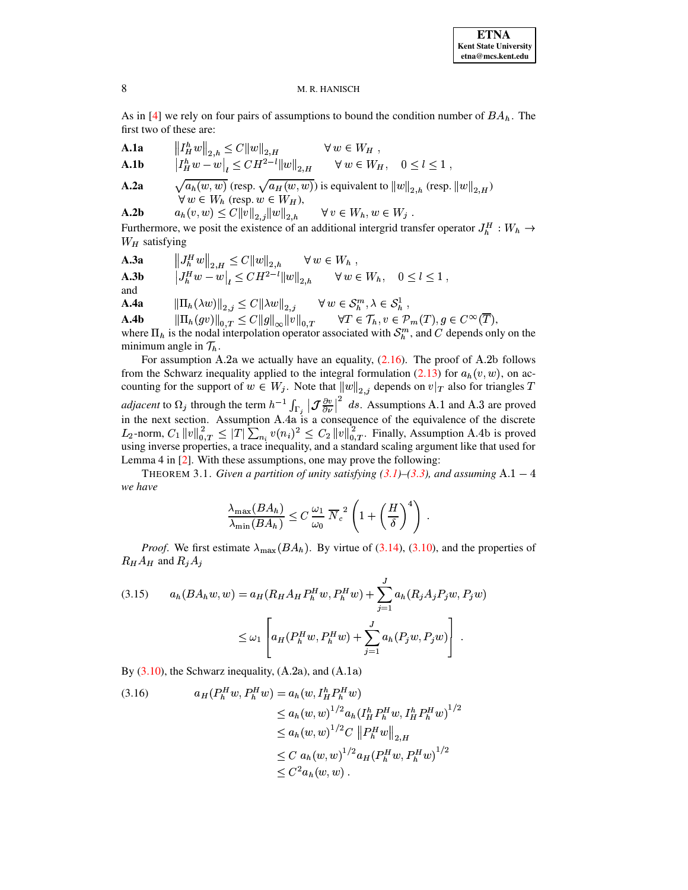As in [4] we rely on four pairs of assumptions to bound the condition number of $BA_h$. The first two of these are:

**A.1a** $\quad \left\|I_H^h w\right\|_{2,h} \le C\|w\|_{2,H} \qquad \forall\, w \in W_H$ ,

**A.1b** $\quad \left|I_H^h w - w\right|_l \le C H^{2-l}\|w\|_{2,H} \qquad \forall\, w \in W_H, \quad 0 \le l \le 1$ ,

**A.2a** $\quad \sqrt{a_h(w,w)}$ (resp. $\sqrt{a_H(w,w)}$) is equivalent to $\|w\|_{2,h}$ (resp. $\|w\|_{2,H}$) $\forall\, w \in W_h$ (resp. $w \in W_H$),

**A.2b** $\quad a_h(v,w) \le C\|v\|_{2,j}\|w\|_{2,h} \qquad \forall\, v \in W_h, w \in W_j$ .

Furthermore, we posit the existence of an additional intergrid transfer operator $J_h^H : W_h \to W_H$ satisfying

**A.3a** $\quad \left\|J_h^H w\right\|_{2,H} \le C\|w\|_{2,h} \qquad \forall\, w \in W_h$ ,

**A.3b** $\quad \left|J_h^H w - w\right|_l \le C H^{2-l}\|w\|_{2,h} \qquad \forall\, w \in W_h, \quad 0 \le l \le 1$ ,

and

**A.4a** $\quad \|\Pi_h(\lambda w)\|_{2,j} \le C\|\lambda w\|_{2,j} \qquad \forall\, w \in \mathcal{S}_h^m, \lambda \in \mathcal{S}_h^1$ ,

**A.4b** $\quad \|\Pi_h(gv)\|_{0,T} \le C\|g\|_\infty \|v\|_{0,T} \qquad \forall T \in \mathcal{T}_h, v \in \mathcal{P}_m(T), g \in C^\infty(\overline{T})$,

where $\Pi_h$ is the nodal interpolation operator associated with $\mathcal{S}_h^m$, and $C$ depends only on the minimum angle in $\mathcal{T}_h$.

For assumption A.2a we actually have an equality, (2.16). The proof of A.2b follows from the Schwarz inequality applied to the integral formulation (2.13) for $a_h(v,w)$, on accounting for the support of $w \in W_j$. Note that $\|w\|_{2,j}$ depends on $v|_T$ also for triangles $T$ *adjacent* to $\Omega_j$ through the term $h^{-1}\int_{\Gamma_j}\left|\mathcal{J}\frac{\partial v}{\partial \nu}\right|^2\, ds$. Assumptions A.1 and A.3 are proved in the next section. Assumption A.4a is a consequence of the equivalence of the discrete $L_2$-norm, $C_1\|v\|_{0,T}^2 \le |T|\sum_{n_i} v(n_i)^2 \le C_2\|v\|_{0,T}^2$. Finally, Assumption A.4b is proved using inverse properties, a trace inequality, and a standard scaling argument like that used for Lemma 4 in [2]. With these assumptions, one may prove the following:

THEOREM 3.1. *Given a partition of unity satisfying (3.1)–(3.3), and assuming* A.1 − 4 *we have*

$$\frac{\lambda_{\max}(BA_h)}{\lambda_{\min}(BA_h)} \le C\,\frac{\omega_1}{\omega_0}\,\overline{N}_c^{\,2}\left(1+\left(\frac{H}{\delta}\right)^4\right) .$$

*Proof.* We first estimate $\lambda_{\max}(BA_h)$. By virtue of (3.14), (3.10), and the properties of $R_H A_H$ and $R_j A_j$

$$\begin{aligned}
(3.15)\qquad a_h(BA_h w, w) &= a_H(R_H A_H P_h^H w, P_h^H w) + \sum_{j=1}^{J} a_h(R_j A_j P_j w, P_j w)\\
&\le \omega_1\left[a_H(P_h^H w, P_h^H w) + \sum_{j=1}^{J} a_h(P_j w, P_j w)\right] .
\end{aligned}$$

By (3.10), the Schwarz inequality, (A.2a), and (A.1a)

$$\begin{aligned}
(3.16)\qquad a_H(P_h^H w, P_h^H w) &= a_h(w, I_H^h P_h^H w)\\
&\le a_h(w,w)^{1/2} a_h(I_H^h P_h^H w, I_H^h P_h^H w)^{1/2}\\
&\le a_h(w,w)^{1/2} C\left\|P_h^H w\right\|_{2,H}\\
&\le C\; a_h(w,w)^{1/2} a_H(P_h^H w, P_h^H w)^{1/2}\\
&\le C^2 a_h(w,w)\,.
\end{aligned}$$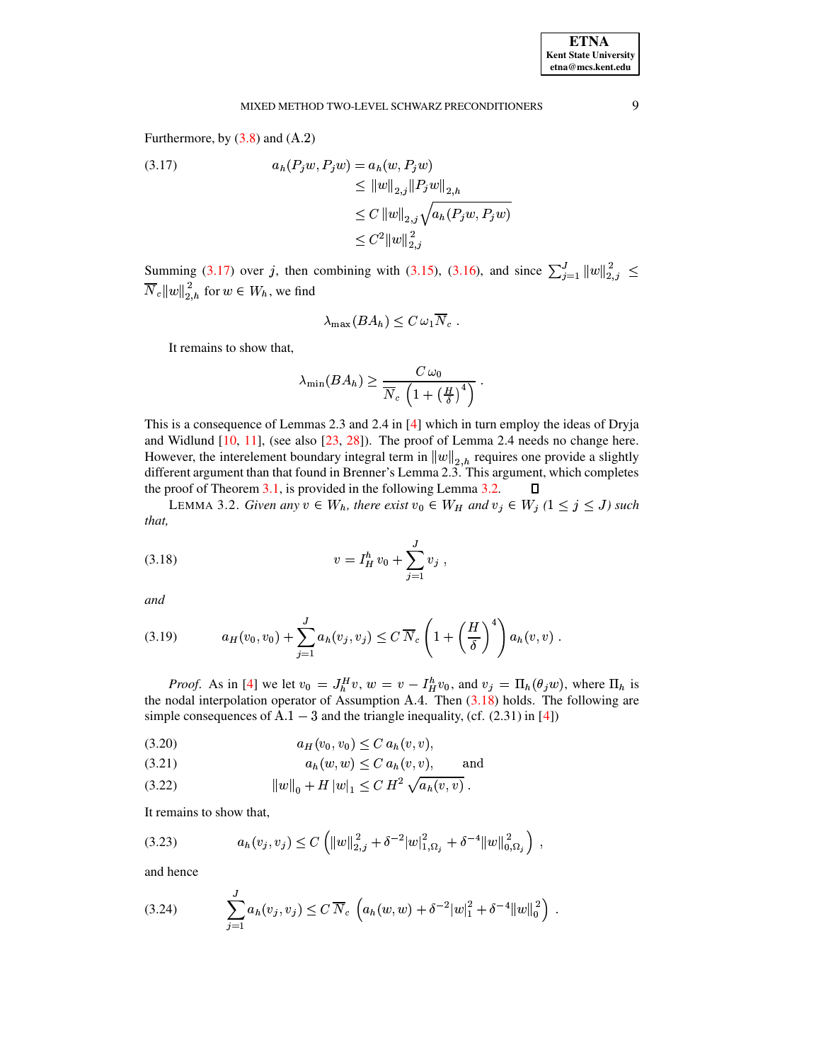Furthermore, by (3.8) and (A.2)

$$
\begin{aligned}
a_h(P_j w, P_j w) &= a_h(w, P_j w) \\
&\leq \|w\|_{2,j} \|P_j w\|_{2,h} \\
&\leq C\, \|w\|_{2,j} \sqrt{a_h(P_j w, P_j w)} \\
&\leq C^2 \|w\|_{2,j}^2
\end{aligned} \tag{3.17}
$$

Summing (3.17) over $j$, then combining with (3.15), (3.16), and since $\sum_{j=1}^{J} \|w\|_{2,j}^2 \leq \overline{N}_c \|w\|_{2,h}^2$ for $w \in W_h$, we find

$$
\lambda_{\max}(BA_h) \leq C\, \omega_1 \overline{N}_c \ .
$$

It remains to show that,

$$
\lambda_{\min}(BA_h) \geq \frac{C\, \omega_0}{\overline{N}_c \left(1 + \left(\frac{H}{\delta}\right)^4\right)} \ .
$$

This is a consequence of Lemmas 2.3 and 2.4 in [4] which in turn employ the ideas of Dryja and Widlund [10, 11], (see also [23, 28]). The proof of Lemma 2.4 needs no change here. However, the interelement boundary integral term in $\|w\|_{2,h}$ requires one provide a slightly different argument than that found in Brenner's Lemma 2.3. This argument, which completes the proof of Theorem 3.1, is provided in the following Lemma 3.2. ∎

LEMMA 3.2. *Given any $v \in W_h$, there exist $v_0 \in W_H$ and $v_j \in W_j$ ($1 \leq j \leq J$) such that,*

$$
v = I_H^h\, v_0 + \sum_{j=1}^{J} v_j \ , \tag{3.18}
$$

*and*

$$
a_H(v_0, v_0) + \sum_{j=1}^{J} a_h(v_j, v_j) \leq C\, \overline{N}_c \left(1 + \left(\frac{H}{\delta}\right)^4\right) a_h(v, v) \ . \tag{3.19}
$$

*Proof.* As in [4] we let $v_0 = J_h^H v$, $w = v - I_H^h v_0$, and $v_j = \Pi_h(\theta_j w)$, where $\Pi_h$ is the nodal interpolation operator of Assumption A.4. Then (3.18) holds. The following are simple consequences of A.1 − 3 and the triangle inequality, (cf. (2.31) in [4])

$$
a_H(v_0, v_0) \leq C\, a_h(v, v), \tag{3.20}
$$

$$
a_h(w, w) \leq C\, a_h(v, v), \qquad \text{and} \tag{3.21}
$$

$$
\|w\|_0 + H\, |w|_1 \leq C\, H^2 \sqrt{a_h(v, v)}\ . \tag{3.22}
$$

It remains to show that,

$$
a_h(v_j, v_j) \leq C \left( \|w\|_{2,j}^2 + \delta^{-2} |w|_{1,\Omega_j}^2 + \delta^{-4} \|w\|_{0,\Omega_j}^2 \right) \ , \tag{3.23}
$$

and hence

$$
\sum_{j=1}^{J} a_h(v_j, v_j) \leq C\, \overline{N}_c \left( a_h(w, w) + \delta^{-2} |w|_1^2 + \delta^{-4} \|w\|_0^2 \right) \ . \tag{3.24}
$$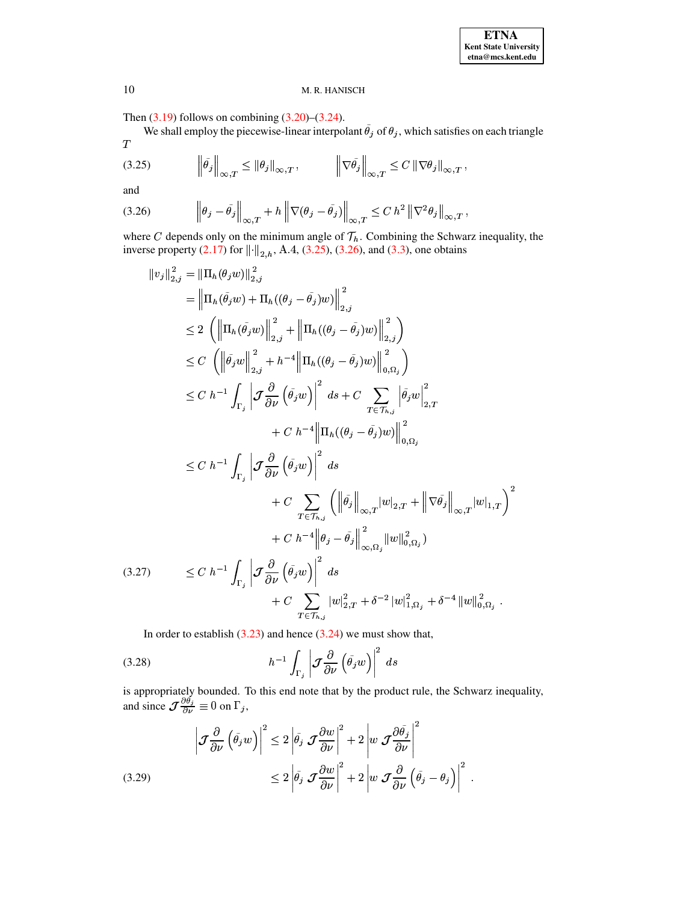Then (3.19) follows on combining (3.20)–(3.24).

We shall employ the piecewise-linear interpolant $\bar{\theta}_j$ of $\theta_j$, which satisfies on each triangle $T$

$$\left\|\bar{\theta}_j\right\|_{\infty,T} \leq \|\theta_j\|_{\infty,T}, \qquad \left\|\nabla\bar{\theta}_j\right\|_{\infty,T} \leq C\,\|\nabla\theta_j\|_{\infty,T}, \tag{3.25}$$

and

$$\left\|\theta_j - \bar{\theta}_j\right\|_{\infty,T} + h\left\|\nabla(\theta_j - \bar{\theta}_j)\right\|_{\infty,T} \leq C\,h^2\left\|\nabla^2\theta_j\right\|_{\infty,T}, \tag{3.26}$$

where $C$ depends only on the minimum angle of $\mathcal{T}_h$. Combining the Schwarz inequality, the inverse property (2.17) for $\|\cdot\|_{2,h}$, A.4, (3.25), (3.26), and (3.3), one obtains

$$\begin{aligned}
\|v_j\|_{2,j}^2 &= \|\Pi_h(\theta_j w)\|_{2,j}^2 \\
&= \left\|\Pi_h(\bar{\theta}_j w) + \Pi_h((\theta_j - \bar{\theta}_j)w)\right\|_{2,j}^2 \\
&\leq 2\left(\left\|\Pi_h(\bar{\theta}_j w)\right\|_{2,j}^2 + \left\|\Pi_h((\theta_j - \bar{\theta}_j)w)\right\|_{2,j}^2\right) \\
&\leq C\left(\left\|\bar{\theta}_j w\right\|_{2,j}^2 + h^{-4}\left\|\Pi_h((\theta_j - \bar{\theta}_j)w)\right\|_{0,\Omega_j}^2\right) \\
&\leq C\,h^{-1}\int_{\Gamma_j}\left|\mathcal{J}\frac{\partial}{\partial\nu}\left(\bar{\theta}_j w\right)\right|^2\,ds + C\sum_{T\in\mathcal{T}_{h,j}}\left|\bar{\theta}_j w\right|_{2,T}^2 \\
&\qquad + C\,h^{-4}\left\|\Pi_h((\theta_j - \bar{\theta}_j)w)\right\|_{0,\Omega_j}^2 \\
&\leq C\,h^{-1}\int_{\Gamma_j}\left|\mathcal{J}\frac{\partial}{\partial\nu}\left(\bar{\theta}_j w\right)\right|^2\,ds \\
&\qquad + C\sum_{T\in\mathcal{T}_{h,j}}\left(\left\|\bar{\theta}_j\right\|_{\infty,T}|w|_{2,T} + \left\|\nabla\bar{\theta}_j\right\|_{\infty,T}|w|_{1,T}\right)^2 \\
&\qquad + C\,h^{-4}\left\|\theta_j - \bar{\theta}_j\right\|_{\infty,\Omega_j}^2\|w\|_{0,\Omega_j}^2) \\
&\leq C\,h^{-1}\int_{\Gamma_j}\left|\mathcal{J}\frac{\partial}{\partial\nu}\left(\bar{\theta}_j w\right)\right|^2\,ds \\
&\qquad + C\sum_{T\in\mathcal{T}_{h,j}}|w|_{2,T}^2 + \delta^{-2}\,|w|_{1,\Omega_j}^2 + \delta^{-4}\,\|w\|_{0,\Omega_j}^2\,.
\end{aligned} \tag{3.27}$$

In order to establish (3.23) and hence (3.24) we must show that,

$$h^{-1}\int_{\Gamma_j}\left|\mathcal{J}\frac{\partial}{\partial\nu}\left(\bar{\theta}_j w\right)\right|^2\,ds \tag{3.28}$$

is appropriately bounded. To this end note that by the product rule, the Schwarz inequality, and since $\mathcal{J}\frac{\partial\theta_j}{\partial\nu} \equiv 0$ on $\Gamma_j$,

$$\begin{aligned}
\left|\mathcal{J}\frac{\partial}{\partial\nu}\left(\bar{\theta}_j w\right)\right|^2 &\leq 2\left|\bar{\theta}_j\,\mathcal{J}\frac{\partial w}{\partial\nu}\right|^2 + 2\left|w\,\mathcal{J}\frac{\partial\bar{\theta}_j}{\partial\nu}\right|^2 \\
&\leq 2\left|\bar{\theta}_j\,\mathcal{J}\frac{\partial w}{\partial\nu}\right|^2 + 2\left|w\,\mathcal{J}\frac{\partial}{\partial\nu}\left(\bar{\theta}_j - \theta_j\right)\right|^2\,.
\end{aligned} \tag{3.29}$$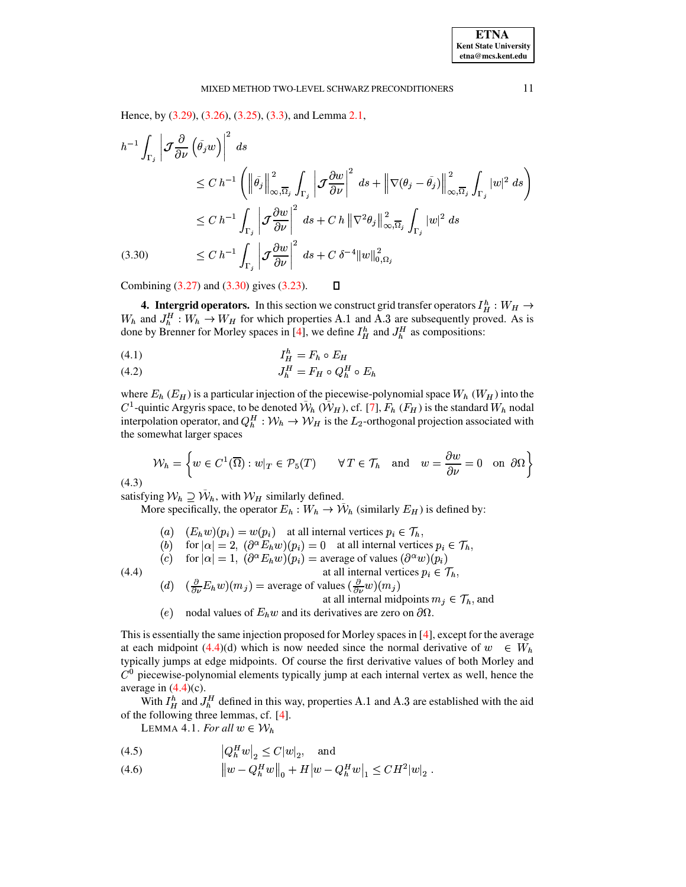Hence, by (3.29), (3.26), (3.25), (3.3), and Lemma 2.1,

$$
\begin{aligned}
h^{-1} \int_{\Gamma_j} \left| \mathcal{J} \frac{\partial}{\partial \nu} \left( \bar{\theta_j} w \right) \right|^2 \, ds
&\leq C \, h^{-1} \left( \left\| \bar{\theta_j} \right\|^2_{\infty, \overline{\Omega}_j} \int_{\Gamma_j} \left| \mathcal{J} \frac{\partial w}{\partial \nu} \right|^2 \, ds + \left\| \nabla (\theta_j - \bar{\theta_j}) \right\|^2_{\infty, \overline{\Omega}_j} \int_{\Gamma_j} |w|^2 \, ds \right) \\
&\leq C \, h^{-1} \int_{\Gamma_j} \left| \mathcal{J} \frac{\partial w}{\partial \nu} \right|^2 \, ds + C \, h \left\| \nabla^2 \theta_j \right\|^2_{\infty, \overline{\Omega}_j} \int_{\Gamma_j} |w|^2 \, ds \\
&\leq C \, h^{-1} \int_{\Gamma_j} \left| \mathcal{J} \frac{\partial w}{\partial \nu} \right|^2 \, ds + C \, \delta^{-4} \|w\|^2_{0, \Omega_j} \qquad (3.30)
\end{aligned}
$$

Combining (3.27) and (3.30) gives (3.23). $\square$

**4. Intergrid operators.** In this section we construct grid transfer operators $I_H^h : W_H \to W_h$ and $J_h^H : W_h \to W_H$ for which properties A.1 and A.3 are subsequently proved. As is done by Brenner for Morley spaces in [4], we define $I_H^h$ and $J_h^H$ as compositions:

$$I_H^h = F_h \circ E_H \qquad (4.1)$$

$$J_h^H = F_H \circ Q_h^H \circ E_h \qquad (4.2)$$

where $E_h$ ($E_H$) is a particular injection of the piecewise-polynomial space $W_h$ ($W_H$) into the $C^1$-quintic Argyris space, to be denoted $\bar{\mathcal{W}}_h$ ($\bar{\mathcal{W}}_H$), cf. [7], $F_h$ ($F_H$) is the standard $W_h$ nodal interpolation operator, and $Q_h^H : \mathcal{W}_h \to \mathcal{W}_H$ is the $L_2$-orthogonal projection associated with the somewhat larger spaces

$$\mathcal{W}_h = \left\{ w \in C^1(\overline{\Omega}) : w|_T \in \mathcal{P}_5(T) \qquad \forall \, T \in \mathcal{T}_h \quad \text{and} \quad w = \frac{\partial w}{\partial \nu} = 0 \quad \text{on } \partial\Omega \right\} \qquad (4.3)$$

satisfying $\mathcal{W}_h \supseteq \bar{\mathcal{W}}_h$, with $\mathcal{W}_H$ similarly defined.

More specifically, the operator $E_h : W_h \to \bar{\mathcal{W}}_h$ (similarly $E_H$) is defined by:

(4.4)

- $(a)$ $\quad (E_h w)(p_i) = w(p_i)$ at all internal vertices $p_i \in \mathcal{T}_h$,
- $(b)$ $\quad$ for $|\alpha| = 2$, $(\partial^\alpha E_h w)(p_i) = 0$ at all internal vertices $p_i \in \mathcal{T}_h$,
- $(c)$ $\quad$ for $|\alpha| = 1$, $(\partial^\alpha E_h w)(p_i) =$ average of values $(\partial^\alpha w)(p_i)$ at all internal vertices $p_i \in \mathcal{T}_h$,
- $(d)$ $\quad (\frac{\partial}{\partial \nu} E_h w)(m_j) =$ average of values $(\frac{\partial}{\partial \nu} w)(m_j)$ at all internal midpoints $m_j \in \mathcal{T}_h$, and
- $(e)$ $\quad$ nodal values of $E_h w$ and its derivatives are zero on $\partial\Omega$.

This is essentially the same injection proposed for Morley spaces in [4], except for the average at each midpoint (4.4)(d) which is now needed since the normal derivative of $w \in W_h$ typically jumps at edge midpoints. Of course the first derivative values of both Morley and $C^0$ piecewise-polynomial elements typically jump at each internal vertex as well, hence the average in (4.4)(c).

With $I_H^h$ and $J_h^H$ defined in this way, properties A.1 and A.3 are established with the aid of the following three lemmas, cf. [4].

LEMMA 4.1. *For all* $w \in \mathcal{W}_h$

$$\left| Q_h^H w \right|_2 \leq C |w|_2, \quad \text{and} \qquad (4.5)$$

$$\left\| w - Q_h^H w \right\|_0 + H \left| w - Q_h^H w \right|_1 \leq C H^2 |w|_2 \, . \qquad (4.6)$$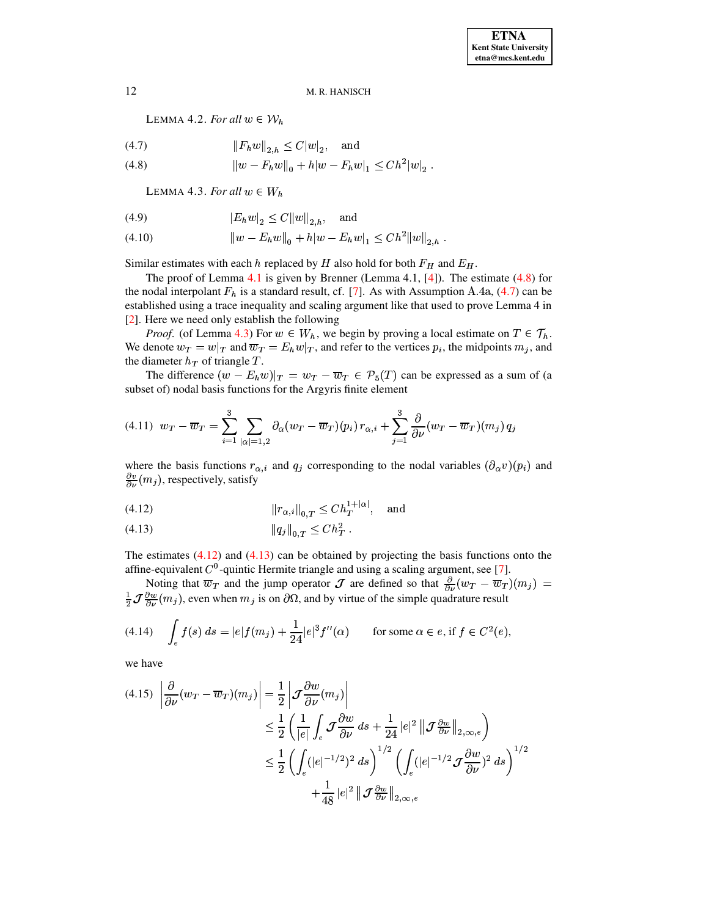LEMMA 4.2. *For all $w \in \mathcal{W}_h$*

$$\|F_h w\|_{2,h} \le C|w|_2, \quad \text{and} \tag{4.7}$$

$$\|w - F_h w\|_0 + h|w - F_h w|_1 \le Ch^2 |w|_2 \,. \tag{4.8}$$

LEMMA 4.3. *For all $w \in W_h$*

$$|E_h w|_2 \le C\|w\|_{2,h}, \quad \text{and} \tag{4.9}$$

$$\|w - E_h w\|_0 + h|w - E_h w|_1 \le Ch^2 \|w\|_{2,h} \,. \tag{4.10}$$

Similar estimates with each $h$ replaced by $H$ also hold for both $F_H$ and $E_H$.

The proof of Lemma 4.1 is given by Brenner (Lemma 4.1, [4]). The estimate (4.8) for the nodal interpolant $F_h$ is a standard result, cf. [7]. As with Assumption A.4a, (4.7) can be established using a trace inequality and scaling argument like that used to prove Lemma 4 in [2]. Here we need only establish the following

*Proof.* (of Lemma 4.3) For $w \in W_h$, we begin by proving a local estimate on $T \in \mathcal{T}_h$. We denote $w_T = w|_T$ and $\overline{w}_T = E_h w|_T$, and refer to the vertices $p_i$, the midpoints $m_j$, and the diameter $h_T$ of triangle $T$.

The difference $(w - E_h w)|_T = w_T - \overline{w}_T \in \mathcal{P}_5(T)$ can be expressed as a sum of (a subset of) nodal basis functions for the Argyris finite element

$$w_T - \overline{w}_T = \sum_{i=1}^{3} \sum_{|\alpha|=1,2} \partial_\alpha (w_T - \overline{w}_T)(p_i)\, r_{\alpha,i} + \sum_{j=1}^{3} \frac{\partial}{\partial \nu}(w_T - \overline{w}_T)(m_j)\, q_j \tag{4.11}$$

where the basis functions $r_{\alpha,i}$ and $q_j$ corresponding to the nodal variables $(\partial_\alpha v)(p_i)$ and $\frac{\partial v}{\partial \nu}(m_j)$, respectively, satisfy

$$\|r_{\alpha,i}\|_{0,T} \le Ch_T^{1+|\alpha|}, \quad \text{and} \tag{4.12}$$

$$\|q_j\|_{0,T} \le Ch_T^2 \,. \tag{4.13}$$

The estimates (4.12) and (4.13) can be obtained by projecting the basis functions onto the affine-equivalent $C^0$-quintic Hermite triangle and using a scaling argument, see [7].

Noting that $\overline{w}_T$ and the jump operator $\mathcal{J}$ are defined so that $\frac{\partial}{\partial \nu}(w_T - \overline{w}_T)(m_j) = \frac{1}{2}\mathcal{J}\frac{\partial w}{\partial \nu}(m_j)$, even when $m_j$ is on $\partial\Omega$, and by virtue of the simple quadrature result

$$\int_e f(s)\, ds = |e| f(m_j) + \frac{1}{24}|e|^3 f''(\alpha) \qquad \text{for some } \alpha \in e, \text{ if } f \in C^2(e), \tag{4.14}$$

we have

$$\begin{aligned}
\left| \frac{\partial}{\partial \nu}(w_T - \overline{w}_T)(m_j) \right| &= \frac{1}{2} \left| \mathcal{J}\frac{\partial w}{\partial \nu}(m_j) \right| \\
&\le \frac{1}{2} \left( \frac{1}{|e|} \int_e \mathcal{J}\frac{\partial w}{\partial \nu}\, ds + \frac{1}{24}|e|^2 \left\| \mathcal{J}\tfrac{\partial w}{\partial \nu} \right\|_{2,\infty,e} \right) \\
&\le \frac{1}{2} \left( \int_e (|e|^{-1/2})^2\, ds \right)^{1/2} \left( \int_e (|e|^{-1/2}\mathcal{J}\frac{\partial w}{\partial \nu})^2\, ds \right)^{1/2} \\
&\qquad + \frac{1}{48}|e|^2 \left\| \mathcal{J}\tfrac{\partial w}{\partial \nu} \right\|_{2,\infty,e}
\end{aligned} \tag{4.15}$$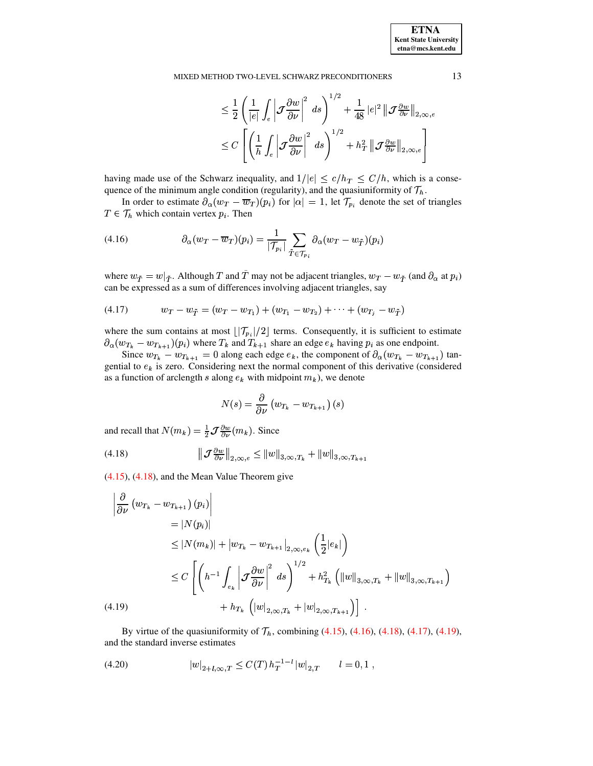$$
\leq \frac{1}{2}\left(\frac{1}{|e|}\int_e \left|\mathcal{J}\frac{\partial w}{\partial \nu}\right|^2 \, ds\right)^{1/2} + \frac{1}{48}\,|e|^2 \left\|\mathcal{J}\tfrac{\partial w}{\partial \nu}\right\|_{2,\infty,e}
$$

$$
\leq C\left[\left(\frac{1}{h}\int_e \left|\mathcal{J}\frac{\partial w}{\partial \nu}\right|^2 \, ds\right)^{1/2} + h_T^2 \left\|\mathcal{J}\tfrac{\partial w}{\partial \nu}\right\|_{2,\infty,e}\right]
$$

having made use of the Schwarz inequality, and $1/|e| \leq c/h_T \leq C/h$, which is a consequence of the minimum angle condition (regularity), and the quasiuniformity of $\mathcal{T}_h$.

In order to estimate $\partial_\alpha(w_T - \overline{w}_T)(p_i)$ for $|\alpha| = 1$, let $\mathcal{T}_{p_i}$ denote the set of triangles $T \in \mathcal{T}_h$ which contain vertex $p_i$. Then

$$
\partial_\alpha(w_T - \overline{w}_T)(p_i) = \frac{1}{|\mathcal{T}_{p_i}|}\sum_{\tilde{T}\in\mathcal{T}_{p_i}} \partial_\alpha(w_T - w_{\tilde{T}})(p_i) \tag{4.16}
$$

where $w_{\tilde{T}} = w|_{\tilde{T}}$. Although $T$ and $\tilde{T}$ may not be adjacent triangles, $w_T - w_{\tilde{T}}$ (and $\partial_\alpha$ at $p_i$) can be expressed as a sum of differences involving adjacent triangles, say

$$
w_T - w_{\tilde{T}} = (w_T - w_{T_1}) + (w_{T_1} - w_{T_2}) + \cdots + (w_{T_j} - w_{\tilde{T}}) \tag{4.17}
$$

where the sum contains at most $\lfloor |\mathcal{T}_{p_i}|/2 \rfloor$ terms. Consequently, it is sufficient to estimate $\partial_\alpha(w_{T_k} - w_{T_{k+1}})(p_i)$ where $T_k$ and $T_{k+1}$ share an edge $e_k$ having $p_i$ as one endpoint.

Since $w_{T_k} - w_{T_{k+1}} = 0$ along each edge $e_k$, the component of $\partial_\alpha(w_{T_k} - w_{T_{k+1}})$ tangential to $e_k$ is zero. Considering next the normal component of this derivative (considered as a function of arclength $s$ along $e_k$ with midpoint $m_k$), we denote

$$
N(s) = \frac{\partial}{\partial \nu}\left(w_{T_k} - w_{T_{k+1}}\right)(s)
$$

and recall that $N(m_k) = \frac{1}{2}\mathcal{J}\frac{\partial w}{\partial \nu}(m_k)$. Since

$$
\left\|\mathcal{J}\tfrac{\partial w}{\partial \nu}\right\|_{2,\infty,e} \leq \|w\|_{3,\infty,T_k} + \|w\|_{3,\infty,T_{k+1}} \tag{4.18}
$$

(4.15), (4.18), and the Mean Value Theorem give

$$
\begin{aligned}
&\left|\frac{\partial}{\partial \nu}\left(w_{T_k} - w_{T_{k+1}}\right)(p_i)\right| \\
&\qquad = |N(p_i)| \\
&\qquad \leq |N(m_k)| + \left|w_{T_k} - w_{T_{k+1}}\right|_{2,\infty,e_k}\left(\frac{1}{2}|e_k|\right) \\
&\qquad \leq C\left[\left(h^{-1}\int_{e_k}\left|\mathcal{J}\frac{\partial w}{\partial \nu}\right|^2 ds\right)^{1/2} + h_{T_k}^2\left(\|w\|_{3,\infty,T_k} + \|w\|_{3,\infty,T_{k+1}}\right)\right. \\
&\qquad\qquad \left. + \, h_{T_k}\left(|w|_{2,\infty,T_k} + |w|_{2,\infty,T_{k+1}}\right)\right] .
\end{aligned} \tag{4.19}
$$

By virtue of the quasiuniformity of $\mathcal{T}_h$, combining (4.15), (4.16), (4.18), (4.17), (4.19), and the standard inverse estimates

$$
|w|_{2+l,\infty,T} \leq C(T)\, h_T^{-1-l}\, |w|_{2,T} \qquad l = 0, 1 \, , \tag{4.20}
$$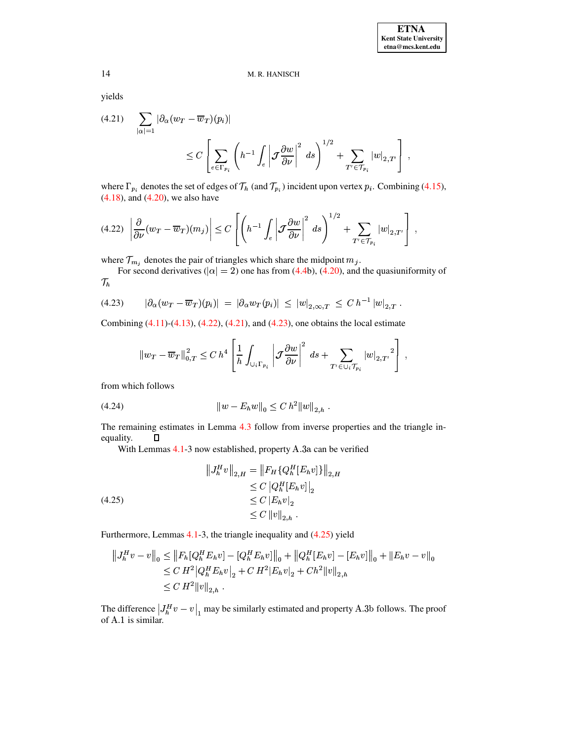yields

$$
\begin{aligned}
(4.21)\qquad & \sum_{|\alpha|=1} |\partial_\alpha (w_T - \overline{w}_T)(p_i)| \\
& \qquad \le C \left[ \sum_{e \in \Gamma_{p_i}} \left( h^{-1} \int_e \left| \mathcal{J} \frac{\partial w}{\partial \nu} \right|^2 \, ds \right)^{1/2} + \sum_{T' \in \mathcal{T}_{p_i}} |w|_{2,T'} \right] ,
\end{aligned}
$$

where $\Gamma_{p_i}$ denotes the set of edges of $\mathcal{T}_h$ (and $\mathcal{T}_{p_i}$) incident upon vertex $p_i$. Combining (4.15), (4.18), and (4.20), we also have

$$
(4.22)\quad \left| \frac{\partial}{\partial \nu} (w_T - \overline{w}_T)(m_j) \right| \le C \left[ \left( h^{-1} \int_e \left| \mathcal{J} \frac{\partial w}{\partial \nu} \right|^2 \, ds \right)^{1/2} + \sum_{T' \in \mathcal{T}_{p_i}} |w|_{2,T'} \right] ,
$$

where $\mathcal{T}_{m_j}$ denotes the pair of triangles which share the midpoint $m_j$.

For second derivatives ($|\alpha| = 2$) one has from (4.4b), (4.20), and the quasiuniformity of $\mathcal{T}_h$

$$
(4.23)\qquad |\partial_\alpha (w_T - \overline{w}_T)(p_i)| \;=\; |\partial_\alpha w_T(p_i)| \;\le\; |w|_{2,\infty,T} \;\le\; C\, h^{-1}\, |w|_{2,T} \,.
$$

Combining (4.11)-(4.13), (4.22), (4.21), and (4.23), one obtains the local estimate

$$
\|w_T - \overline{w}_T\|_{0,T}^2 \le C\, h^4 \left[ \frac{1}{h} \int_{\cup_i \Gamma_{p_i}} \left| \mathcal{J} \frac{\partial w}{\partial \nu} \right|^2 \, ds + \sum_{T' \in \cup_i \mathcal{T}_{p_i}} {|w|_{2,T'}}^2 \right] ,
$$

from which follows

$$
(4.24)\qquad \|w - E_h w\|_0 \le C\, h^2 \|w\|_{2,h} \,.
$$

The remaining estimates in Lemma 4.3 follow from inverse properties and the triangle inequality. $\square$

With Lemmas 4.1-3 now established, property A.3a can be verified

$$
\begin{aligned}
\left\| J_h^H v \right\|_{2,H} &= \left\| F_H \{ Q_h^H [E_h v] \} \right\|_{2,H} \\
&\le C \left| Q_h^H [E_h v] \right|_2 \\
&\le C \left| E_h v \right|_2 \qquad\qquad (4.25) \\
&\le C \left\| v \right\|_{2,h} \,.
\end{aligned}
$$

Furthermore, Lemmas 4.1-3, the triangle inequality and (4.25) yield

$$
\begin{aligned}
\left\| J_h^H v - v \right\|_0 &\le \left\| F_h [Q_h^H E_h v] - [Q_h^H E_h v] \right\|_0 + \left\| Q_h^H [E_h v] - [E_h v] \right\|_0 + \| E_h v - v \|_0 \\
&\le C\, H^2 \left| Q_h^H E_h v \right|_2 + C\, H^2 |E_h v|_2 + C h^2 \|v\|_{2,h} \\
&\le C\, H^2 \|v\|_{2,h} \,.
\end{aligned}
$$

The difference $\left| J_h^H v - v \right|_1$ may be similarly estimated and property A.3b follows. The proof of A.1 is similar.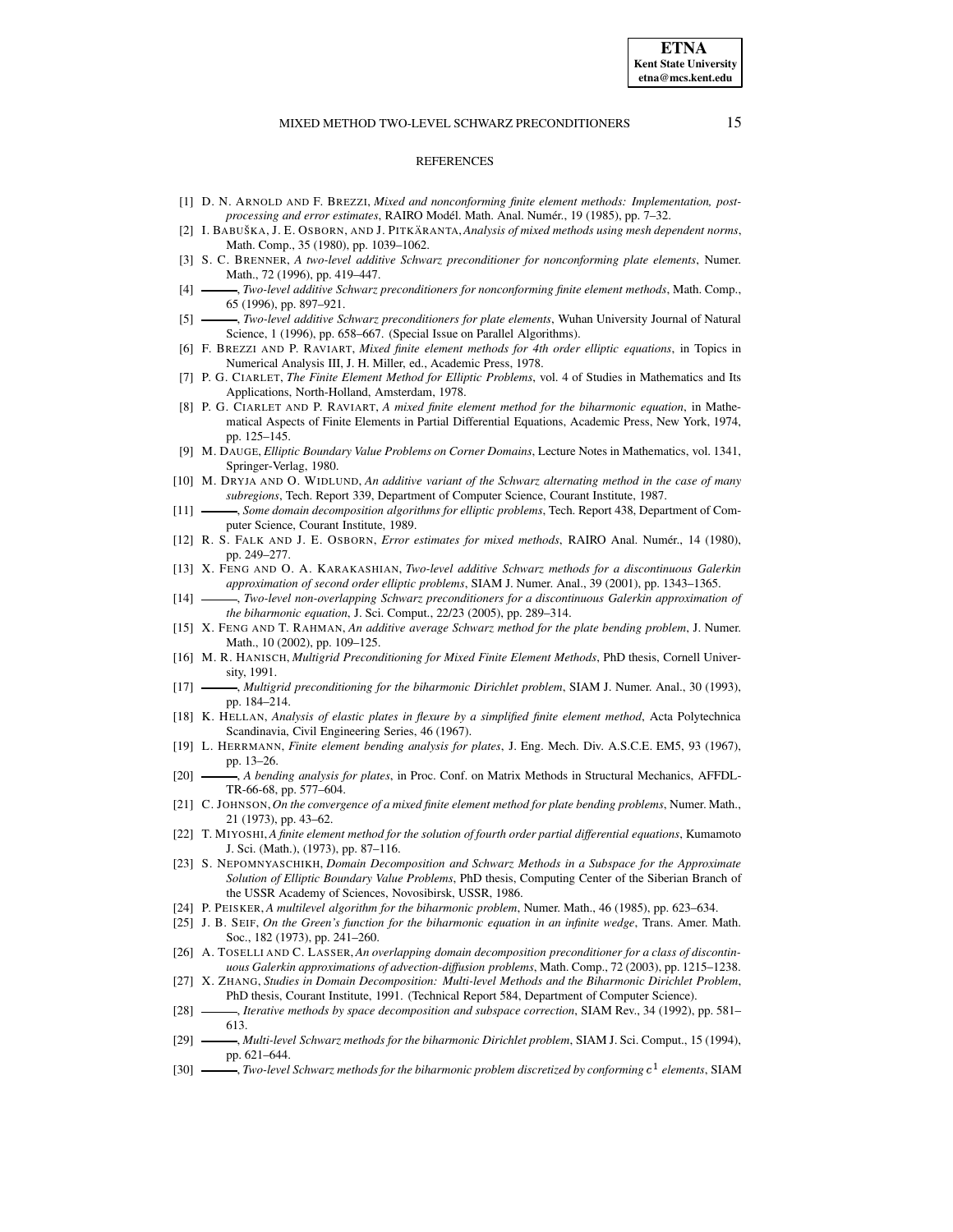## REFERENCES

[1] D. N. Arnold and F. Brezzi, *Mixed and nonconforming finite element methods: Implementation, postprocessing and error estimates*, RAIRO Modél. Math. Anal. Numér., 19 (1985), pp. 7–32.

[2] I. Babuška, J. E. Osborn, and J. Pitkäranta, *Analysis of mixed methods using mesh dependent norms*, Math. Comp., 35 (1980), pp. 1039–1062.

[3] S. C. Brenner, *A two-level additive Schwarz preconditioner for nonconforming plate elements*, Numer. Math., 72 (1996), pp. 419–447.

[4] ———, *Two-level additive Schwarz preconditioners for nonconforming finite element methods*, Math. Comp., 65 (1996), pp. 897–921.

[5] ———, *Two-level additive Schwarz preconditioners for plate elements*, Wuhan University Journal of Natural Science, 1 (1996), pp. 658–667. (Special Issue on Parallel Algorithms).

[6] F. Brezzi and P. Raviart, *Mixed finite element methods for 4th order elliptic equations*, in Topics in Numerical Analysis III, J. H. Miller, ed., Academic Press, 1978.

[7] P. G. Ciarlet, *The Finite Element Method for Elliptic Problems*, vol. 4 of Studies in Mathematics and Its Applications, North-Holland, Amsterdam, 1978.

[8] P. G. Ciarlet and P. Raviart, *A mixed finite element method for the biharmonic equation*, in Mathematical Aspects of Finite Elements in Partial Differential Equations, Academic Press, New York, 1974, pp. 125–145.

[9] M. Dauge, *Elliptic Boundary Value Problems on Corner Domains*, Lecture Notes in Mathematics, vol. 1341, Springer-Verlag, 1980.

[10] M. Dryja and O. Widlund, *An additive variant of the Schwarz alternating method in the case of many subregions*, Tech. Report 339, Department of Computer Science, Courant Institute, 1987.

[11] ———, *Some domain decomposition algorithms for elliptic problems*, Tech. Report 438, Department of Computer Science, Courant Institute, 1989.

[12] R. S. Falk and J. E. Osborn, *Error estimates for mixed methods*, RAIRO Anal. Numér., 14 (1980), pp. 249–277.

[13] X. Feng and O. A. Karakashian, *Two-level additive Schwarz methods for a discontinuous Galerkin approximation of second order elliptic problems*, SIAM J. Numer. Anal., 39 (2001), pp. 1343–1365.

[14] ———, *Two-level non-overlapping Schwarz preconditioners for a discontinuous Galerkin approximation of the biharmonic equation*, J. Sci. Comput., 22/23 (2005), pp. 289–314.

[15] X. Feng and T. Rahman, *An additive average Schwarz method for the plate bending problem*, J. Numer. Math., 10 (2002), pp. 109–125.

[16] M. R. Hanisch, *Multigrid Preconditioning for Mixed Finite Element Methods*, PhD thesis, Cornell University, 1991.

[17] ———, *Multigrid preconditioning for the biharmonic Dirichlet problem*, SIAM J. Numer. Anal., 30 (1993), pp. 184–214.

[18] K. Hellan, *Analysis of elastic plates in flexure by a simplified finite element method*, Acta Polytechnica Scandinavia, Civil Engineering Series, 46 (1967).

[19] L. Herrmann, *Finite element bending analysis for plates*, J. Eng. Mech. Div. A.S.C.E. EM5, 93 (1967), pp. 13–26.

[20] ———, *A bending analysis for plates*, in Proc. Conf. on Matrix Methods in Structural Mechanics, AFFDL-TR-66-68, pp. 577–604.

[21] C. Johnson, *On the convergence of a mixed finite element method for plate bending problems*, Numer. Math., 21 (1973), pp. 43–62.

[22] T. Miyoshi, *A finite element method for the solution of fourth order partial differential equations*, Kumamoto J. Sci. (Math.), (1973), pp. 87–116.

[23] S. Nepomnyaschikh, *Domain Decomposition and Schwarz Methods in a Subspace for the Approximate Solution of Elliptic Boundary Value Problems*, PhD thesis, Computing Center of the Siberian Branch of the USSR Academy of Sciences, Novosibirsk, USSR, 1986.

[24] P. Peisker, *A multilevel algorithm for the biharmonic problem*, Numer. Math., 46 (1985), pp. 623–634.

[25] J. B. Seif, *On the Green's function for the biharmonic equation in an infinite wedge*, Trans. Amer. Math. Soc., 182 (1973), pp. 241–260.

[26] A. Toselli and C. Lasser, *An overlapping domain decomposition preconditioner for a class of discontinuous Galerkin approximations of advection-diffusion problems*, Math. Comp., 72 (2003), pp. 1215–1238.

[27] X. Zhang, *Studies in Domain Decomposition: Multi-level Methods and the Biharmonic Dirichlet Problem*, PhD thesis, Courant Institute, 1991. (Technical Report 584, Department of Computer Science).

[28] ———, *Iterative methods by space decomposition and subspace correction*, SIAM Rev., 34 (1992), pp. 581–613.

[29] ———, *Multi-level Schwarz methods for the biharmonic Dirichlet problem*, SIAM J. Sci. Comput., 15 (1994), pp. 621–644.

[30] ———, *Two-level Schwarz methods for the biharmonic problem discretized by conforming $c^1$ elements*, SIAM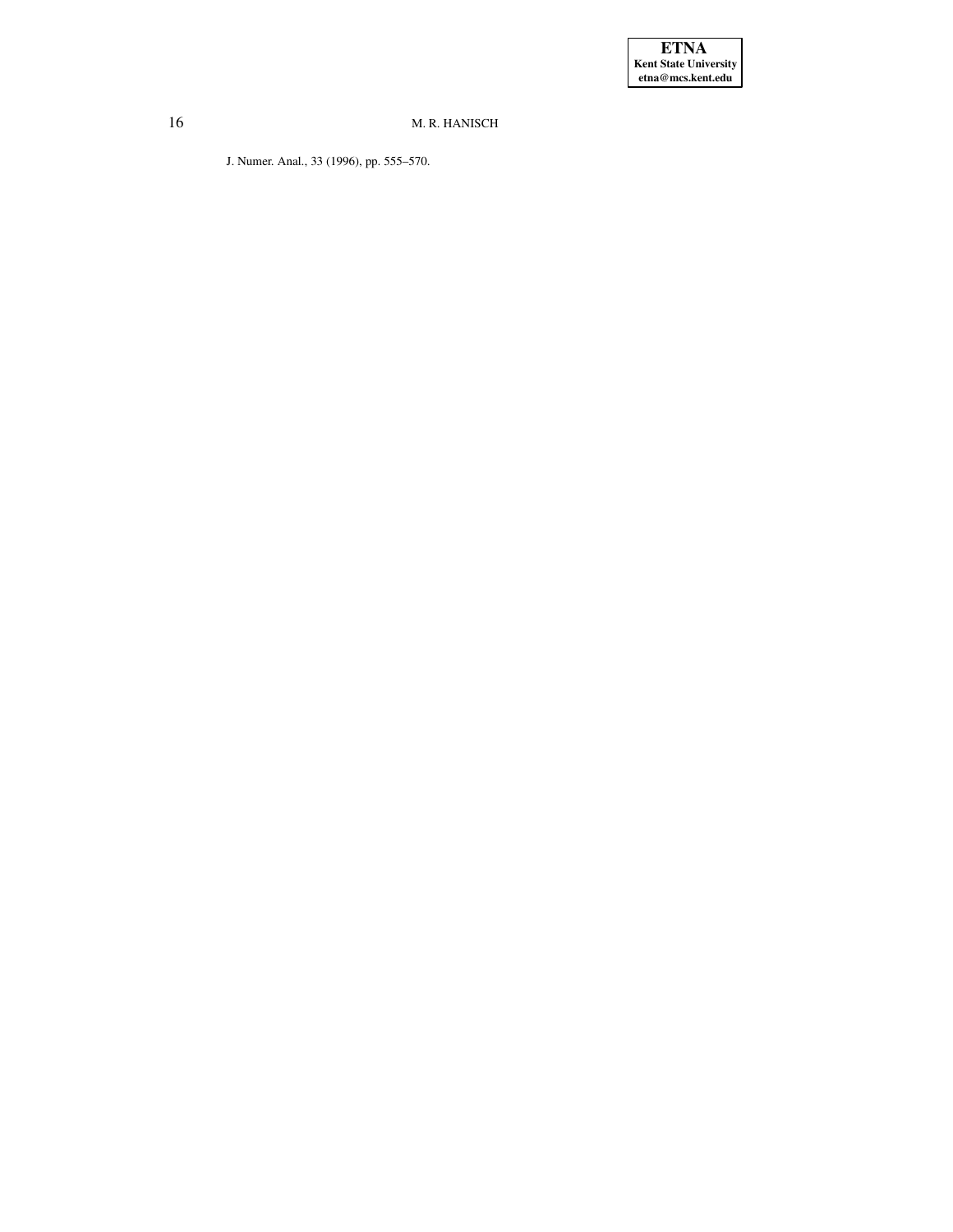J. Numer. Anal., 33 (1996), pp. 555–570.